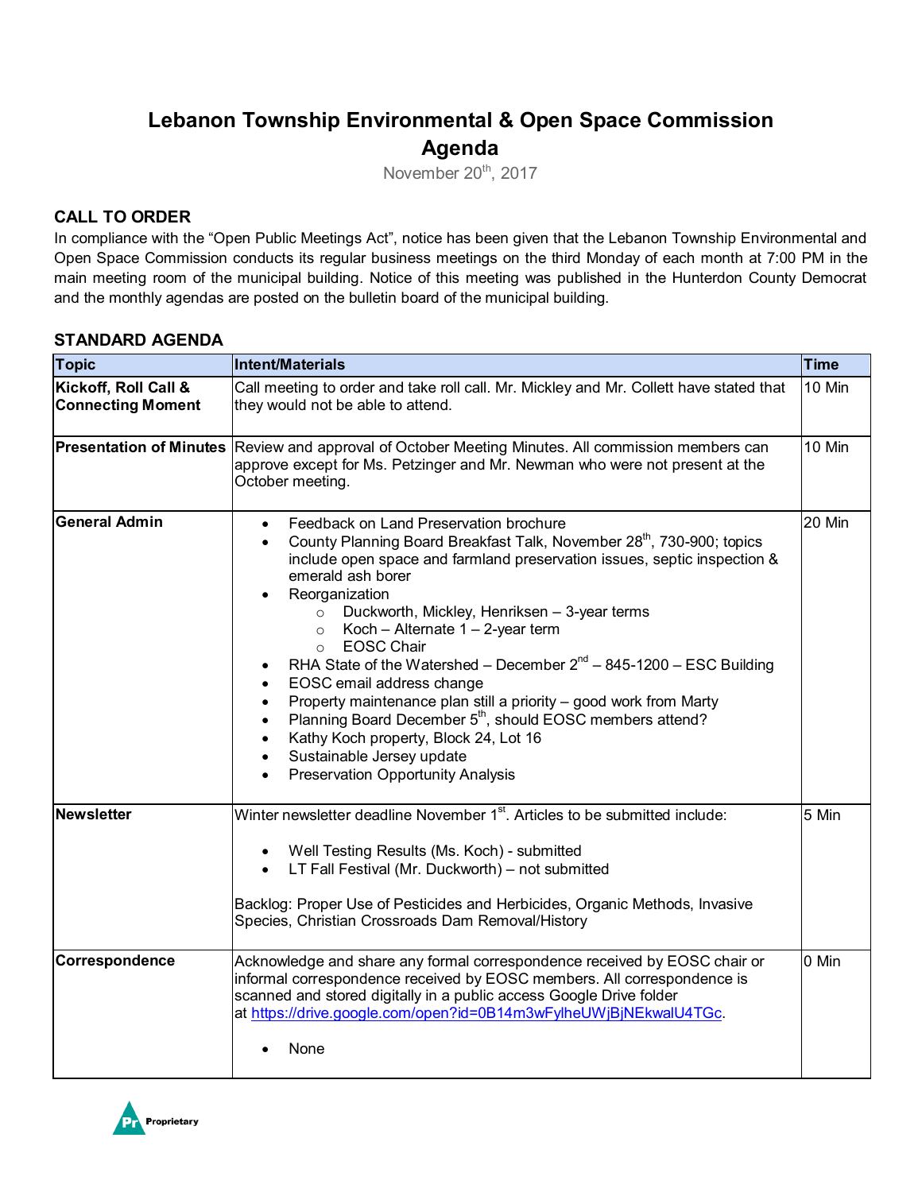# Lebanon Township Environmental & Open Space Commission Agenda

November 20th, 2017

## CALL TO ORDER

In compliance with the "Open Public Meetings Act", notice has been given that the Lebanon Township Environmental and Open Space Commission conducts its regular business meetings on the third Monday of each month at 7:00 PM in the main meeting room of the municipal building. Notice of this meeting was published in the Hunterdon County Democrat and the monthly agendas are posted on the bulletin board of the municipal building.

## STANDARD AGENDA

| Topic | Intent/Materials | Time |
|---|---|---|
| **Kickoff, Roll Call & Connecting Moment** | Call meeting to order and take roll call. Mr. Mickley and Mr. Collett have stated that they would not be able to attend. | 10 Min |
| **Presentation of Minutes** | Review and approval of October Meeting Minutes. All commission members can approve except for Ms. Petzinger and Mr. Newman who were not present at the October meeting. | 10 Min |
| **General Admin** | • Feedback on Land Preservation brochure<br>• County Planning Board Breakfast Talk, November 28th, 730-900; topics include open space and farmland preservation issues, septic inspection & emerald ash borer<br>• Reorganization<br>  ○ Duckworth, Mickley, Henriksen – 3-year terms<br>  ○ Koch – Alternate 1 – 2-year term<br>  ○ EOSC Chair<br>• RHA State of the Watershed – December 2nd – 845-1200 – ESC Building<br>• EOSC email address change<br>• Property maintenance plan still a priority – good work from Marty<br>• Planning Board December 5th, should EOSC members attend?<br>• Kathy Koch property, Block 24, Lot 16<br>• Sustainable Jersey update<br>• Preservation Opportunity Analysis | 20 Min |
| **Newsletter** | Winter newsletter deadline November 1st. Articles to be submitted include:<br><br>• Well Testing Results (Ms. Koch) - submitted<br>• LT Fall Festival (Mr. Duckworth) – not submitted<br><br>Backlog: Proper Use of Pesticides and Herbicides, Organic Methods, Invasive Species, Christian Crossroads Dam Removal/History | 5 Min |
| **Correspondence** | Acknowledge and share any formal correspondence received by EOSC chair or informal correspondence received by EOSC members. All correspondence is scanned and stored digitally in a public access Google Drive folder at https://drive.google.com/open?id=0B14m3wFylheUWjBjNEkwalU4TGc.<br><br>• None | 0 Min |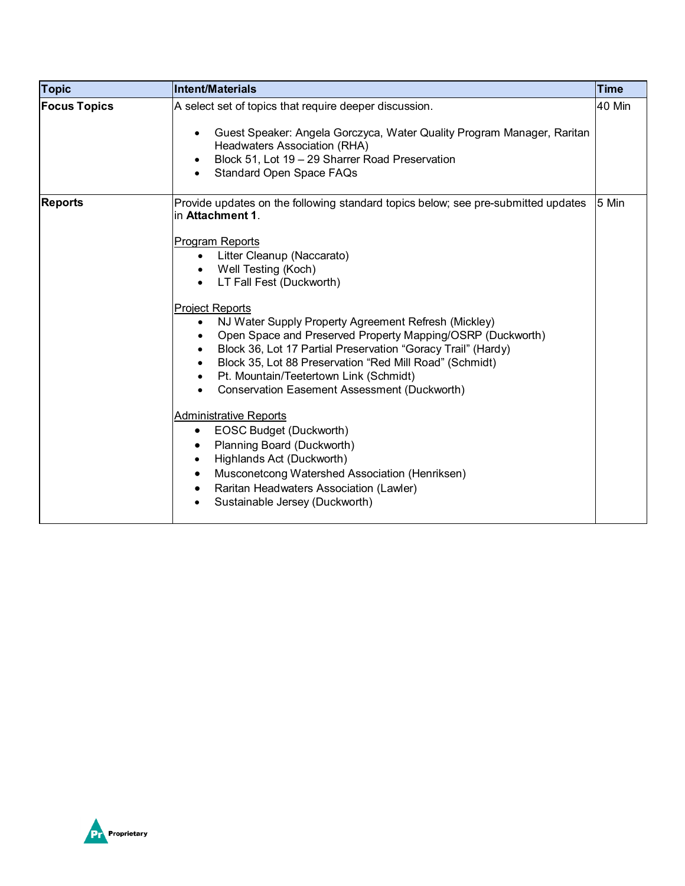| Topic | Intent/Materials | Time |
|---|---|---|
| **Focus Topics** | A select set of topics that require deeper discussion.<br><br>• Guest Speaker: Angela Gorczyca, Water Quality Program Manager, Raritan Headwaters Association (RHA)<br>• Block 51, Lot 19 – 29 Sharrer Road Preservation<br>• Standard Open Space FAQs | 40 Min |
| **Reports** | Provide updates on the following standard topics below; see pre-submitted updates in **Attachment 1**.<br><br><u>Program Reports</u><br>• Litter Cleanup (Naccarato)<br>• Well Testing (Koch)<br>• LT Fall Fest (Duckworth)<br><br><u>Project Reports</u><br>• NJ Water Supply Property Agreement Refresh (Mickley)<br>• Open Space and Preserved Property Mapping/OSRP (Duckworth)<br>• Block 36, Lot 17 Partial Preservation "Goracy Trail" (Hardy)<br>• Block 35, Lot 88 Preservation "Red Mill Road" (Schmidt)<br>• Pt. Mountain/Teetertown Link (Schmidt)<br>• Conservation Easement Assessment (Duckworth)<br><br><u>Administrative Reports</u><br>• EOSC Budget (Duckworth)<br>• Planning Board (Duckworth)<br>• Highlands Act (Duckworth)<br>• Musconetcong Watershed Association (Henriksen)<br>• Raritan Headwaters Association (Lawler)<br>• Sustainable Jersey (Duckworth) | 5 Min |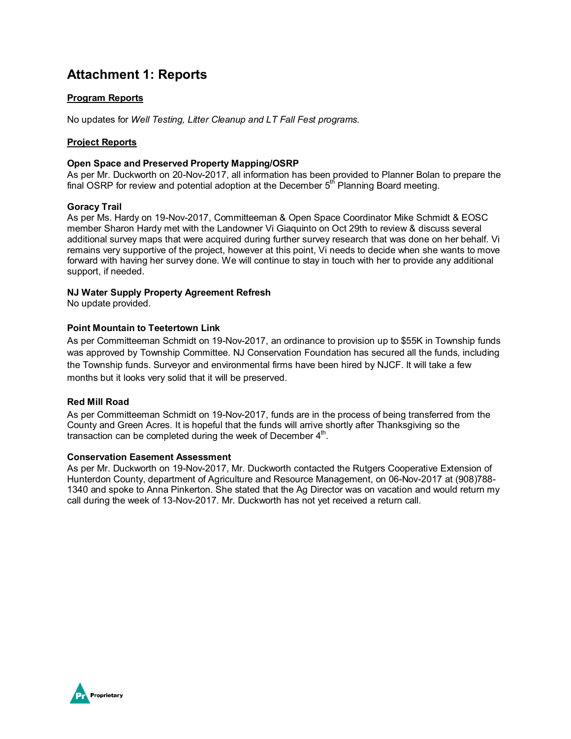# Attachment 1: Reports

**Program Reports**

No updates for *Well Testing, Litter Cleanup and LT Fall Fest programs.*

**Project Reports**

### Open Space and Preserved Property Mapping/OSRP

As per Mr. Duckworth on 20-Nov-2017, all information has been provided to Planner Bolan to prepare the final OSRP for review and potential adoption at the December 5th Planning Board meeting.

### Goracy Trail

As per Ms. Hardy on 19-Nov-2017, Committeeman & Open Space Coordinator Mike Schmidt & EOSC member Sharon Hardy met with the Landowner Vi Giaquinto on Oct 29th to review & discuss several additional survey maps that were acquired during further survey research that was done on her behalf. Vi remains very supportive of the project, however at this point, Vi needs to decide when she wants to move forward with having her survey done. We will continue to stay in touch with her to provide any additional support, if needed.

### NJ Water Supply Property Agreement Refresh

No update provided.

### Point Mountain to Teetertown Link

As per Committeeman Schmidt on 19-Nov-2017, an ordinance to provision up to $55K in Township funds was approved by Township Committee. NJ Conservation Foundation has secured all the funds, including the Township funds. Surveyor and environmental firms have been hired by NJCF. It will take a few months but it looks very solid that it will be preserved.

### Red Mill Road

As per Committeeman Schmidt on 19-Nov-2017, funds are in the process of being transferred from the County and Green Acres. It is hopeful that the funds will arrive shortly after Thanksgiving so the transaction can be completed during the week of December 4th.

### Conservation Easement Assessment

As per Mr. Duckworth on 19-Nov-2017, Mr. Duckworth contacted the Rutgers Cooperative Extension of Hunterdon County, department of Agriculture and Resource Management, on 06-Nov-2017 at (908)788-1340 and spoke to Anna Pinkerton. She stated that the Ag Director was on vacation and would return my call during the week of 13-Nov-2017. Mr. Duckworth has not yet received a return call.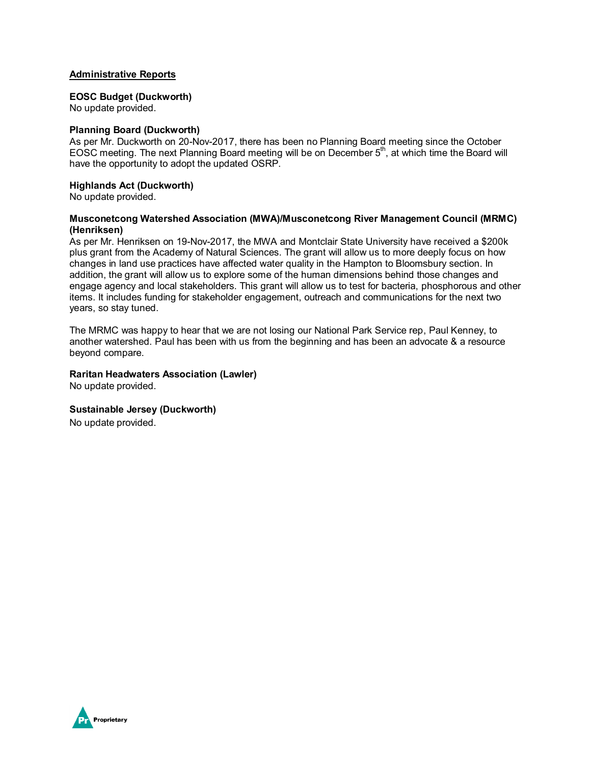## Administrative Reports

**EOSC Budget (Duckworth)**
No update provided.

**Planning Board (Duckworth)**
As per Mr. Duckworth on 20-Nov-2017, there has been no Planning Board meeting since the October EOSC meeting. The next Planning Board meeting will be on December 5th, at which time the Board will have the opportunity to adopt the updated OSRP.

**Highlands Act (Duckworth)**
No update provided.

**Musconetcong Watershed Association (MWA)/Musconetcong River Management Council (MRMC) (Henriksen)**
As per Mr. Henriksen on 19-Nov-2017, the MWA and Montclair State University have received a $200k plus grant from the Academy of Natural Sciences. The grant will allow us to more deeply focus on how changes in land use practices have affected water quality in the Hampton to Bloomsbury section. In addition, the grant will allow us to explore some of the human dimensions behind those changes and engage agency and local stakeholders. This grant will allow us to test for bacteria, phosphorous and other items. It includes funding for stakeholder engagement, outreach and communications for the next two years, so stay tuned.

The MRMC was happy to hear that we are not losing our National Park Service rep, Paul Kenney, to another watershed. Paul has been with us from the beginning and has been an advocate & a resource beyond compare.

**Raritan Headwaters Association (Lawler)**
No update provided.

**Sustainable Jersey (Duckworth)**
No update provided.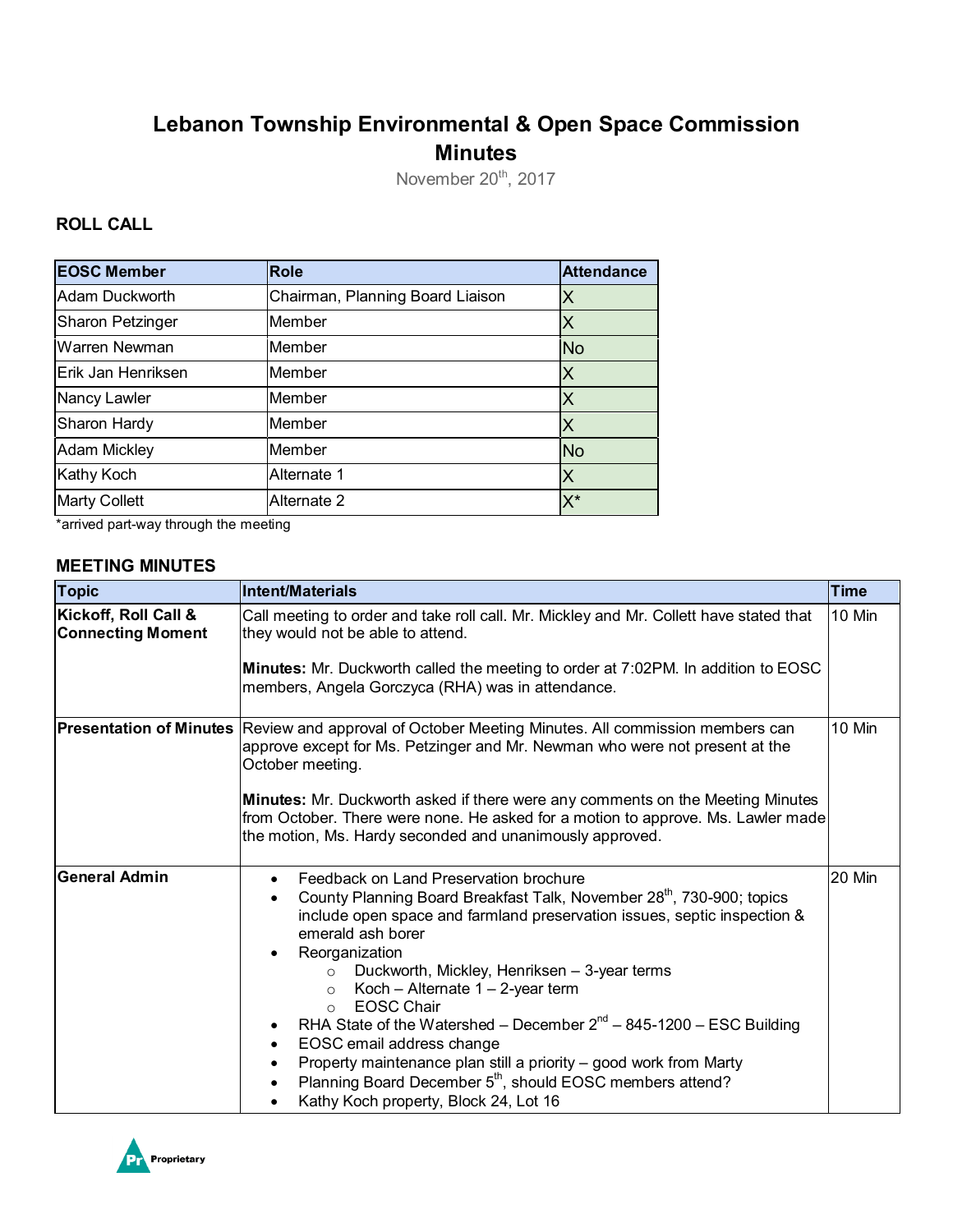# Lebanon Township Environmental & Open Space Commission Minutes

November 20th, 2017

## ROLL CALL

| EOSC Member | Role | Attendance |
|---|---|---|
| Adam Duckworth | Chairman, Planning Board Liaison | X |
| Sharon Petzinger | Member | X |
| Warren Newman | Member | No |
| Erik Jan Henriksen | Member | X |
| Nancy Lawler | Member | X |
| Sharon Hardy | Member | X |
| Adam Mickley | Member | No |
| Kathy Koch | Alternate 1 | X |
| Marty Collett | Alternate 2 | X* |

*arrived part-way through the meeting

## MEETING MINUTES

| Topic | Intent/Materials | Time |
|---|---|---|
| **Kickoff, Roll Call & Connecting Moment** | Call meeting to order and take roll call. Mr. Mickley and Mr. Collett have stated that they would not be able to attend.<br><br>**Minutes:** Mr. Duckworth called the meeting to order at 7:02PM. In addition to EOSC members, Angela Gorczyca (RHA) was in attendance. | 10 Min |
| **Presentation of Minutes** | Review and approval of October Meeting Minutes. All commission members can approve except for Ms. Petzinger and Mr. Newman who were not present at the October meeting.<br><br>**Minutes:** Mr. Duckworth asked if there were any comments on the Meeting Minutes from October. There were none. He asked for a motion to approve. Ms. Lawler made the motion, Ms. Hardy seconded and unanimously approved. | 10 Min |
| **General Admin** | • Feedback on Land Preservation brochure<br>• County Planning Board Breakfast Talk, November 28th, 730-900; topics include open space and farmland preservation issues, septic inspection & emerald ash borer<br>• Reorganization<br>  ○ Duckworth, Mickley, Henriksen – 3-year terms<br>  ○ Koch – Alternate 1 – 2-year term<br>  ○ EOSC Chair<br>• RHA State of the Watershed – December 2nd – 845-1200 – ESC Building<br>• EOSC email address change<br>• Property maintenance plan still a priority – good work from Marty<br>• Planning Board December 5th, should EOSC members attend?<br>• Kathy Koch property, Block 24, Lot 16 | 20 Min |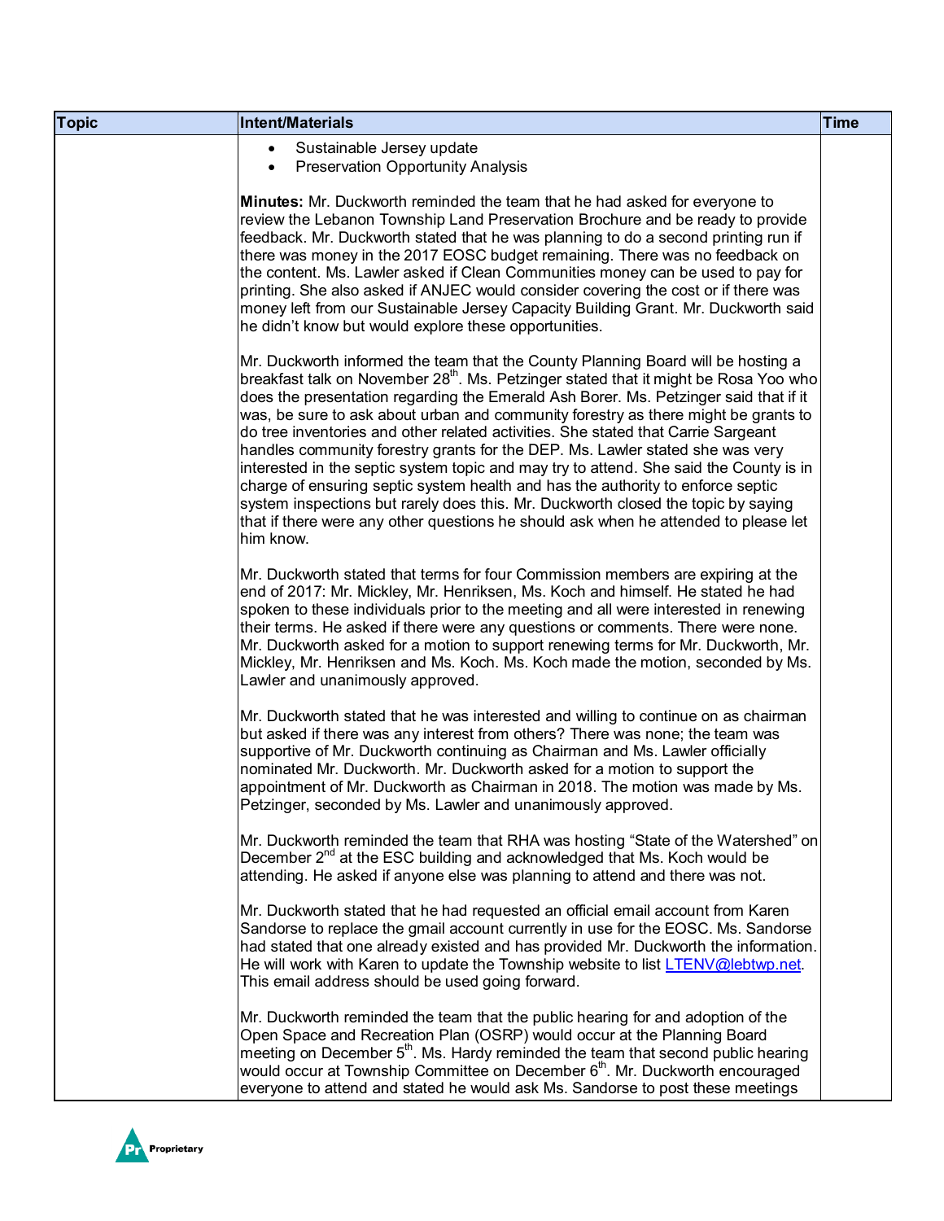| Topic | Intent/Materials | Time |
|---|---|---|
| | • Sustainable Jersey update<br>• Preservation Opportunity Analysis<br><br>**Minutes:** Mr. Duckworth reminded the team that he had asked for everyone to review the Lebanon Township Land Preservation Brochure and be ready to provide feedback. Mr. Duckworth stated that he was planning to do a second printing run if there was money in the 2017 EOSC budget remaining. There was no feedback on the content. Ms. Lawler asked if Clean Communities money can be used to pay for printing. She also asked if ANJEC would consider covering the cost or if there was money left from our Sustainable Jersey Capacity Building Grant. Mr. Duckworth said he didn't know but would explore these opportunities.<br><br>Mr. Duckworth informed the team that the County Planning Board will be hosting a breakfast talk on November 28th. Ms. Petzinger stated that it might be Rosa Yoo who does the presentation regarding the Emerald Ash Borer. Ms. Petzinger said that if it was, be sure to ask about urban and community forestry as there might be grants to do tree inventories and other related activities. She stated that Carrie Sargeant handles community forestry grants for the DEP. Ms. Lawler stated she was very interested in the septic system topic and may try to attend. She said the County is in charge of ensuring septic system health and has the authority to enforce septic system inspections but rarely does this. Mr. Duckworth closed the topic by saying that if there were any other questions he should ask when he attended to please let him know.<br><br>Mr. Duckworth stated that terms for four Commission members are expiring at the end of 2017: Mr. Mickley, Mr. Henriksen, Ms. Koch and himself. He stated he had spoken to these individuals prior to the meeting and all were interested in renewing their terms. He asked if there were any questions or comments. There were none. Mr. Duckworth asked for a motion to support renewing terms for Mr. Duckworth, Mr. Mickley, Mr. Henriksen and Ms. Koch. Ms. Koch made the motion, seconded by Ms. Lawler and unanimously approved.<br><br>Mr. Duckworth stated that he was interested and willing to continue on as chairman but asked if there was any interest from others? There was none; the team was supportive of Mr. Duckworth continuing as Chairman and Ms. Lawler officially nominated Mr. Duckworth. Mr. Duckworth asked for a motion to support the appointment of Mr. Duckworth as Chairman in 2018. The motion was made by Ms. Petzinger, seconded by Ms. Lawler and unanimously approved.<br><br>Mr. Duckworth reminded the team that RHA was hosting "State of the Watershed" on December 2nd at the ESC building and acknowledged that Ms. Koch would be attending. He asked if anyone else was planning to attend and there was not.<br><br>Mr. Duckworth stated that he had requested an official email account from Karen Sandorse to replace the gmail account currently in use for the EOSC. Ms. Sandorse had stated that one already existed and has provided Mr. Duckworth the information. He will work with Karen to update the Township website to list LTENV@lebtwp.net. This email address should be used going forward.<br><br>Mr. Duckworth reminded the team that the public hearing for and adoption of the Open Space and Recreation Plan (OSRP) would occur at the Planning Board meeting on December 5th. Ms. Hardy reminded the team that second public hearing would occur at Township Committee on December 6th. Mr. Duckworth encouraged everyone to attend and stated he would ask Ms. Sandorse to post these meetings | |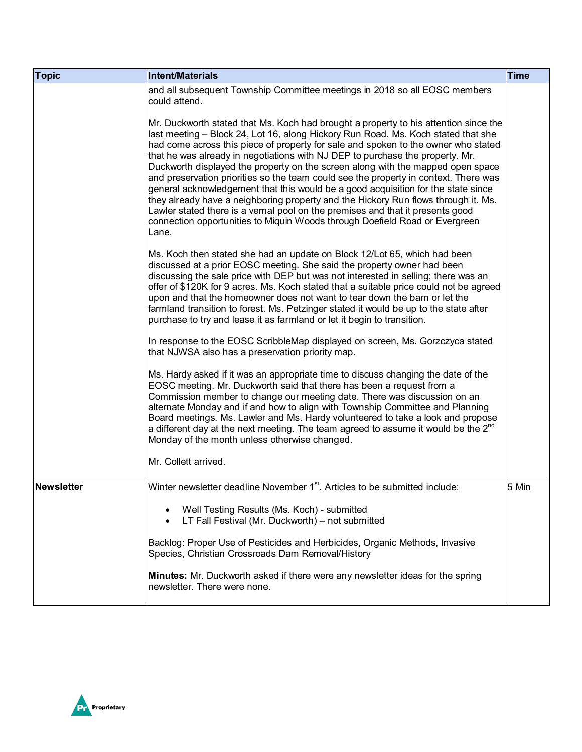| Topic | Intent/Materials | Time |
|---|---|---|
| | and all subsequent Township Committee meetings in 2018 so all EOSC members could attend.<br><br>Mr. Duckworth stated that Ms. Koch had brought a property to his attention since the last meeting – Block 24, Lot 16, along Hickory Run Road. Ms. Koch stated that she had come across this piece of property for sale and spoken to the owner who stated that he was already in negotiations with NJ DEP to purchase the property. Mr. Duckworth displayed the property on the screen along with the mapped open space and preservation priorities so the team could see the property in context. There was general acknowledgement that this would be a good acquisition for the state since they already have a neighboring property and the Hickory Run flows through it. Ms. Lawler stated there is a vernal pool on the premises and that it presents good connection opportunities to Miquin Woods through Doefield Road or Evergreen Lane.<br><br>Ms. Koch then stated she had an update on Block 12/Lot 65, which had been discussed at a prior EOSC meeting. She said the property owner had been discussing the sale price with DEP but was not interested in selling; there was an offer of $120K for 9 acres. Ms. Koch stated that a suitable price could not be agreed upon and that the homeowner does not want to tear down the barn or let the farmland transition to forest. Ms. Petzinger stated it would be up to the state after purchase to try and lease it as farmland or let it begin to transition.<br><br>In response to the EOSC ScribbleMap displayed on screen, Ms. Gorzczyca stated that NJWSA also has a preservation priority map.<br><br>Ms. Hardy asked if it was an appropriate time to discuss changing the date of the EOSC meeting. Mr. Duckworth said that there has been a request from a Commission member to change our meeting date. There was discussion on an alternate Monday and if and how to align with Township Committee and Planning Board meetings. Ms. Lawler and Ms. Hardy volunteered to take a look and propose a different day at the next meeting. The team agreed to assume it would be the 2nd Monday of the month unless otherwise changed.<br><br>Mr. Collett arrived. | |
| **Newsletter** | Winter newsletter deadline November 1st. Articles to be submitted include:<br><br>• Well Testing Results (Ms. Koch) - submitted<br>• LT Fall Festival (Mr. Duckworth) – not submitted<br><br>Backlog: Proper Use of Pesticides and Herbicides, Organic Methods, Invasive Species, Christian Crossroads Dam Removal/History<br><br>**Minutes:** Mr. Duckworth asked if there were any newsletter ideas for the spring newsletter. There were none. | 5 Min |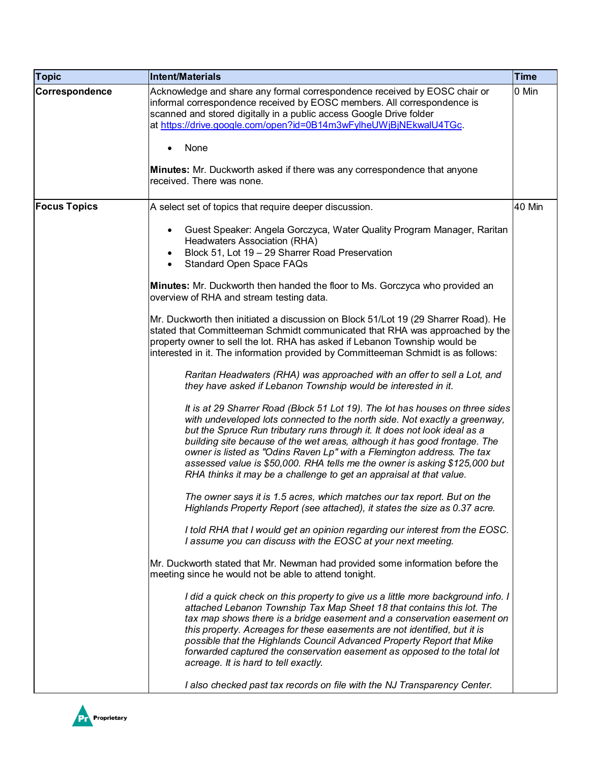| Topic | Intent/Materials | Time |
|---|---|---|
| **Correspondence** | Acknowledge and share any formal correspondence received by EOSC chair or informal correspondence received by EOSC members. All correspondence is scanned and stored digitally in a public access Google Drive folder at [https://drive.google.com/open?id=0B14m3wFylheUWjBjNEkwalU4TGc](https://drive.google.com/open?id=0B14m3wFylheUWjBjNEkwalU4TGc).<br><br>• None<br><br>**Minutes:** Mr. Duckworth asked if there was any correspondence that anyone received. There was none. | 0 Min |
| **Focus Topics** | A select set of topics that require deeper discussion.<br><br>• Guest Speaker: Angela Gorczyca, Water Quality Program Manager, Raritan Headwaters Association (RHA)<br>• Block 51, Lot 19 – 29 Sharrer Road Preservation<br>• Standard Open Space FAQs<br><br>**Minutes:** Mr. Duckworth then handed the floor to Ms. Gorczyca who provided an overview of RHA and stream testing data.<br><br>Mr. Duckworth then initiated a discussion on Block 51/Lot 19 (29 Sharrer Road). He stated that Committeeman Schmidt communicated that RHA was approached by the property owner to sell the lot. RHA has asked if Lebanon Township would be interested in it. The information provided by Committeeman Schmidt is as follows:<br><br>*Raritan Headwaters (RHA) was approached with an offer to sell a Lot, and they have asked if Lebanon Township would be interested in it.*<br><br>*It is at 29 Sharrer Road (Block 51 Lot 19). The lot has houses on three sides with undeveloped lots connected to the north side. Not exactly a greenway, but the Spruce Run tributary runs through it. It does not look ideal as a building site because of the wet areas, although it has good frontage. The owner is listed as "Odins Raven Lp" with a Flemington address. The tax assessed value is $50,000. RHA tells me the owner is asking $125,000 but RHA thinks it may be a challenge to get an appraisal at that value.*<br><br>*The owner says it is 1.5 acres, which matches our tax report. But on the Highlands Property Report (see attached), it states the size as 0.37 acre.*<br><br>*I told RHA that I would get an opinion regarding our interest from the EOSC. I assume you can discuss with the EOSC at your next meeting.*<br><br>Mr. Duckworth stated that Mr. Newman had provided some information before the meeting since he would not be able to attend tonight.<br><br>*I did a quick check on this property to give us a little more background info. I attached Lebanon Township Tax Map Sheet 18 that contains this lot. The tax map shows there is a bridge easement and a conservation easement on this property. Acreages for these easements are not identified, but it is possible that the Highlands Council Advanced Property Report that Mike forwarded captured the conservation easement as opposed to the total lot acreage. It is hard to tell exactly.*<br><br>*I also checked past tax records on file with the NJ Transparency Center.* | 40 Min |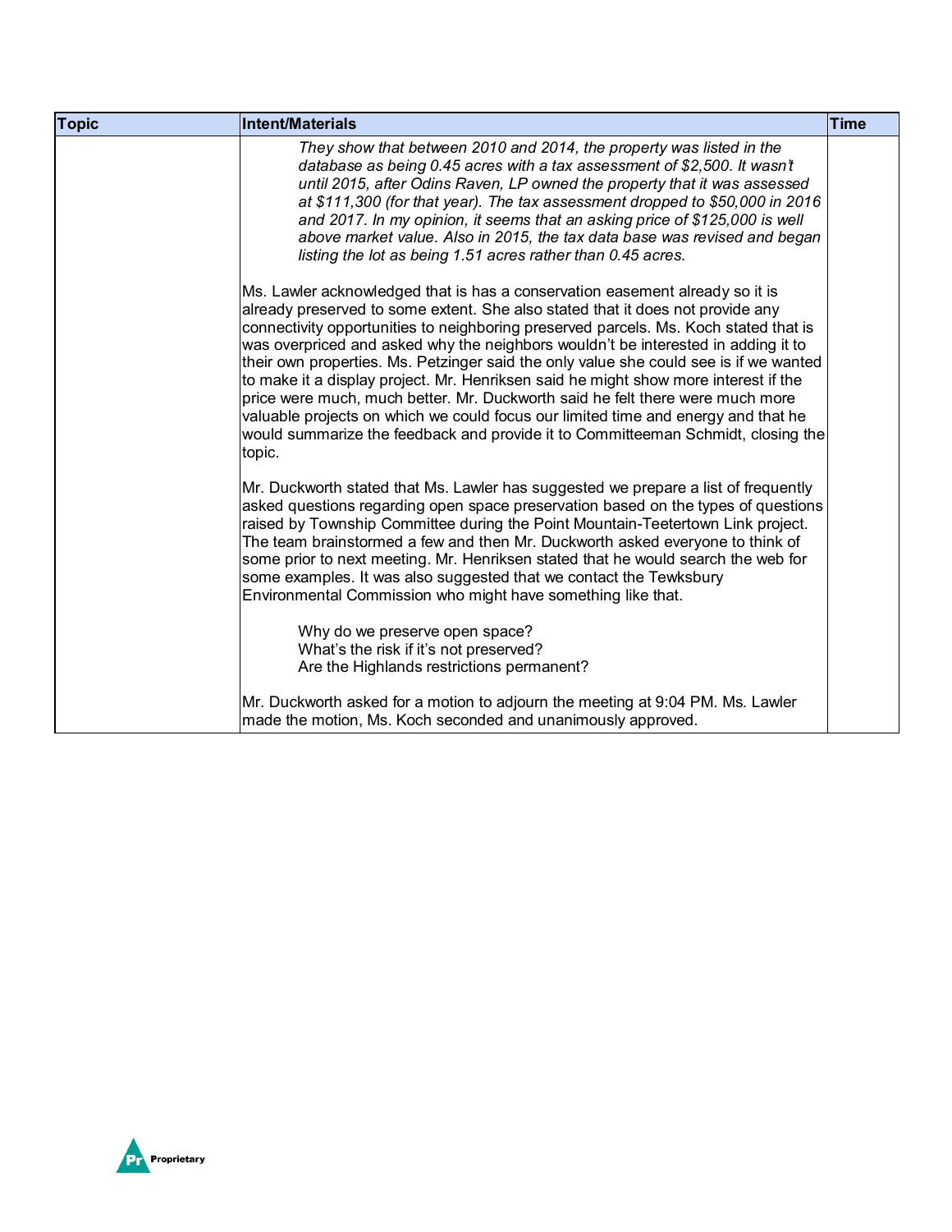| Topic | Intent/Materials | Time |
|---|---|---|
| | *They show that between 2010 and 2014, the property was listed in the database as being 0.45 acres with a tax assessment of $2,500. It wasn't until 2015, after Odins Raven, LP owned the property that it was assessed at $111,300 (for that year). The tax assessment dropped to $50,000 in 2016 and 2017. In my opinion, it seems that an asking price of $125,000 is well above market value. Also in 2015, the tax data base was revised and began listing the lot as being 1.51 acres rather than 0.45 acres.*<br><br>Ms. Lawler acknowledged that is has a conservation easement already so it is already preserved to some extent. She also stated that it does not provide any connectivity opportunities to neighboring preserved parcels. Ms. Koch stated that is was overpriced and asked why the neighbors wouldn't be interested in adding it to their own properties. Ms. Petzinger said the only value she could see is if we wanted to make it a display project. Mr. Henriksen said he might show more interest if the price were much, much better. Mr. Duckworth said he felt there were much more valuable projects on which we could focus our limited time and energy and that he would summarize the feedback and provide it to Committeeman Schmidt, closing the topic.<br><br>Mr. Duckworth stated that Ms. Lawler has suggested we prepare a list of frequently asked questions regarding open space preservation based on the types of questions raised by Township Committee during the Point Mountain-Teetertown Link project. The team brainstormed a few and then Mr. Duckworth asked everyone to think of some prior to next meeting. Mr. Henriksen stated that he would search the web for some examples. It was also suggested that we contact the Tewksbury Environmental Commission who might have something like that.<br><br>Why do we preserve open space?<br>What's the risk if it's not preserved?<br>Are the Highlands restrictions permanent?<br><br>Mr. Duckworth asked for a motion to adjourn the meeting at 9:04 PM. Ms. Lawler made the motion, Ms. Koch seconded and unanimously approved. | |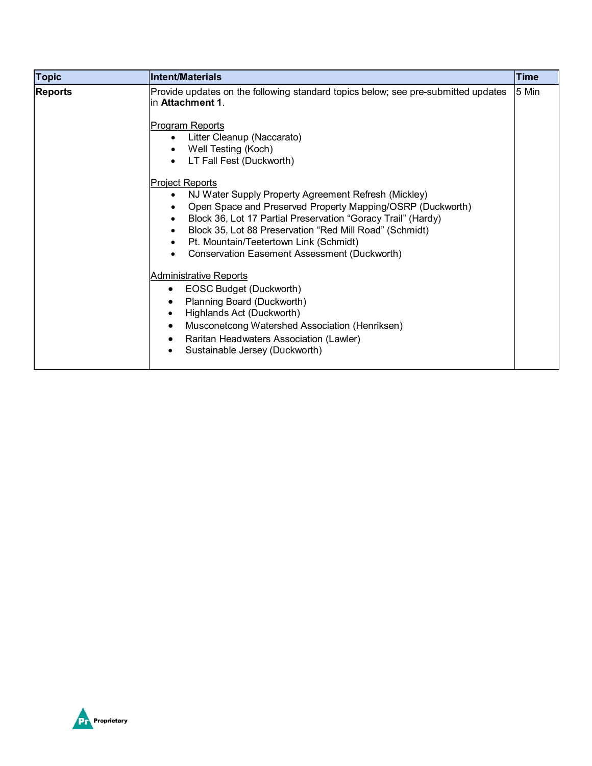| Topic | Intent/Materials | Time |
|---|---|---|
| **Reports** | Provide updates on the following standard topics below; see pre-submitted updates in **Attachment 1**.<br><br>Program Reports<br>• Litter Cleanup (Naccarato)<br>• Well Testing (Koch)<br>• LT Fall Fest (Duckworth)<br><br>Project Reports<br>• NJ Water Supply Property Agreement Refresh (Mickley)<br>• Open Space and Preserved Property Mapping/OSRP (Duckworth)<br>• Block 36, Lot 17 Partial Preservation "Goracy Trail" (Hardy)<br>• Block 35, Lot 88 Preservation "Red Mill Road" (Schmidt)<br>• Pt. Mountain/Teetertown Link (Schmidt)<br>• Conservation Easement Assessment (Duckworth)<br><br>Administrative Reports<br>• EOSC Budget (Duckworth)<br>• Planning Board (Duckworth)<br>• Highlands Act (Duckworth)<br>• Musconetcong Watershed Association (Henriksen)<br>• Raritan Headwaters Association (Lawler)<br>• Sustainable Jersey (Duckworth) | 5 Min |